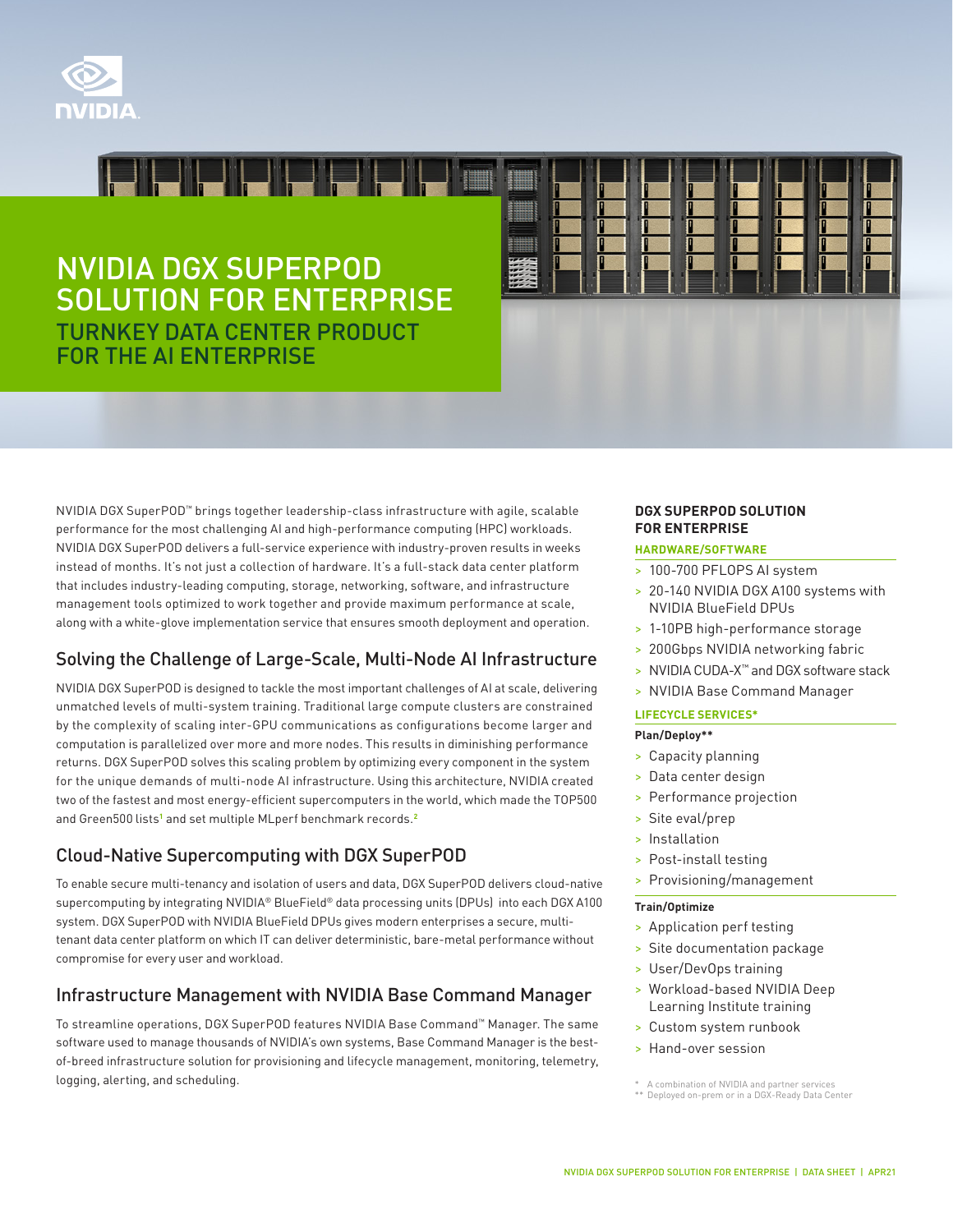# NVIDIA DGX SUPERPOD SOLUTION FOR ENTERPRISE

## TURNKEY DATA CENTER PRODUCT FOR THE AI ENTERPRISE

NVIDIA DGX SuperPOD™ brings together leadership-class infrastructure with agile, scalable performance for the most challenging AI and high-performance computing (HPC) workloads. NVIDIA DGX SuperPOD delivers a full-service experience with industry-proven results in weeks instead of months. It's not just a collection of hardware. It's a full-stack data center platform that includes industry-leading computing, storage, networking, software, and infrastructure management tools optimized to work together and provide maximum performance at scale, along with a white-glove implementation service that ensures smooth deployment and operation.

## Solving the Challenge of Large-Scale, Multi-Node AI Infrastructure

NVIDIA DGX SuperPOD is designed to tackle the most important challenges of AI at scale, delivering unmatched levels of multi-system training. Traditional large compute clusters are constrained by the complexity of scaling inter-GPU communications as configurations become larger and computation is parallelized over more and more nodes. This results in diminishing performance returns. DGX SuperPOD solves this scaling problem by optimizing every component in the system for the unique demands of multi-node AI infrastructure. Using this architecture, NVIDIA created two of the fastest and most energy-efficient supercomputers in the world, which made the TOP500 and Green500 lists[1] and set multiple MLperf benchmark records.[2]

## Cloud-Native Supercomputing with DGX SuperPOD

To enable secure multi-tenancy and isolation of users and data, DGX SuperPOD delivers cloud-native supercomputing by integrating NVIDIA® BlueField® data processing units (DPUs) into each DGX A100 system. DGX SuperPOD with NVIDIA BlueField DPUs gives modern enterprises a secure, multi-tenant data center platform on which IT can deliver deterministic, bare-metal performance without compromise for every user and workload.

## Infrastructure Management with NVIDIA Base Command Manager

To streamline operations, DGX SuperPOD features NVIDIA Base Command™ Manager. The same software used to manage thousands of NVIDIA's own systems, Base Command Manager is the best-of-breed infrastructure solution for provisioning and lifecycle management, monitoring, telemetry, logging, alerting, and scheduling.

### DGX SUPERPOD SOLUTION FOR ENTERPRISE

**HARDWARE/SOFTWARE**

- 100-700 PFLOPS AI system
- 20-140 NVIDIA DGX A100 systems with NVIDIA BlueField DPUs
- 1-10PB high-performance storage
- 200Gbps NVIDIA networking fabric
- NVIDIA CUDA-X™ and DGX software stack
- NVIDIA Base Command Manager

**LIFECYCLE SERVICES***

**Plan/Deploy****

- Capacity planning
- Data center design
- Performance projection
- Site eval/prep
- Installation
- Post-install testing
- Provisioning/management

**Train/Optimize**

- Application perf testing
- Site documentation package
- User/DevOps training
- Workload-based NVIDIA Deep Learning Institute training
- Custom system runbook
- Hand-over session

\* A combination of NVIDIA and partner services
\** Deployed on-prem or in a DGX-Ready Data Center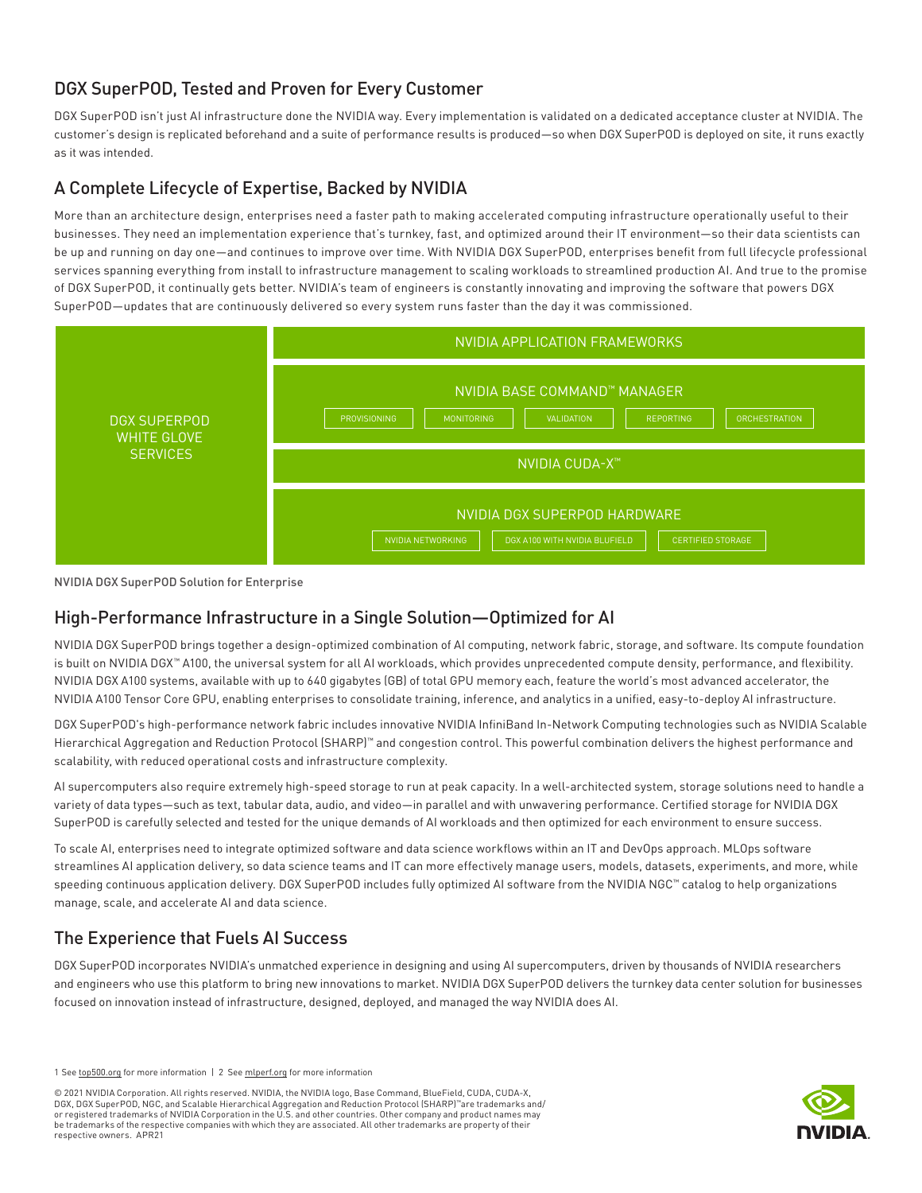## DGX SuperPOD, Tested and Proven for Every Customer

DGX SuperPOD isn't just AI infrastructure done the NVIDIA way. Every implementation is validated on a dedicated acceptance cluster at NVIDIA. The customer's design is replicated beforehand and a suite of performance results is produced—so when DGX SuperPOD is deployed on site, it runs exactly as it was intended.

## A Complete Lifecycle of Expertise, Backed by NVIDIA

More than an architecture design, enterprises need a faster path to making accelerated computing infrastructure operationally useful to their businesses. They need an implementation experience that's turnkey, fast, and optimized around their IT environment—so their data scientists can be up and running on day one—and continues to improve over time. With NVIDIA DGX SuperPOD, enterprises benefit from full lifecycle professional services spanning everything from install to infrastructure management to scaling workloads to streamlined production AI. And true to the promise of DGX SuperPOD, it continually gets better. NVIDIA's team of engineers is constantly innovating and improving the software that powers DGX SuperPOD—updates that are continuously delivered so every system runs faster than the day it was commissioned.

DGX SUPERPOD WHITE GLOVE SERVICES

NVIDIA APPLICATION FRAMEWORKS

NVIDIA BASE COMMAND™ MANAGER

PROVISIONING | MONITORING | VALIDATION | REPORTING | ORCHESTRATION

NVIDIA CUDA-X™

NVIDIA DGX SUPERPOD HARDWARE

NVIDIA NETWORKING | DGX A100 WITH NVIDIA BLUFIELD | CERTIFIED STORAGE

NVIDIA DGX SuperPOD Solution for Enterprise

## High-Performance Infrastructure in a Single Solution—Optimized for AI

NVIDIA DGX SuperPOD brings together a design-optimized combination of AI computing, network fabric, storage, and software. Its compute foundation is built on NVIDIA DGX™ A100, the universal system for all AI workloads, which provides unprecedented compute density, performance, and flexibility. NVIDIA DGX A100 systems, available with up to 640 gigabytes (GB) of total GPU memory each, feature the world's most advanced accelerator, the NVIDIA A100 Tensor Core GPU, enabling enterprises to consolidate training, inference, and analytics in a unified, easy-to-deploy AI infrastructure.

DGX SuperPOD's high-performance network fabric includes innovative NVIDIA InfiniBand In-Network Computing technologies such as NVIDIA Scalable Hierarchical Aggregation and Reduction Protocol (SHARP)™ and congestion control. This powerful combination delivers the highest performance and scalability, with reduced operational costs and infrastructure complexity.

AI supercomputers also require extremely high-speed storage to run at peak capacity. In a well-architected system, storage solutions need to handle a variety of data types—such as text, tabular data, audio, and video—in parallel and with unwavering performance. Certified storage for NVIDIA DGX SuperPOD is carefully selected and tested for the unique demands of AI workloads and then optimized for each environment to ensure success.

To scale AI, enterprises need to integrate optimized software and data science workflows within an IT and DevOps approach. MLOps software streamlines AI application delivery, so data science teams and IT can more effectively manage users, models, datasets, experiments, and more, while speeding continuous application delivery. DGX SuperPOD includes fully optimized AI software from the NVIDIA NGC™ catalog to help organizations manage, scale, and accelerate AI and data science.

## The Experience that Fuels AI Success

DGX SuperPOD incorporates NVIDIA's unmatched experience in designing and using AI supercomputers, driven by thousands of NVIDIA researchers and engineers who use this platform to bring new innovations to market. NVIDIA DGX SuperPOD delivers the turnkey data center solution for businesses focused on innovation instead of infrastructure, designed, deployed, and managed the way NVIDIA does AI.

1 See top500.org for more information | 2 See mlperf.org for more information

© 2021 NVIDIA Corporation. All rights reserved. NVIDIA, the NVIDIA logo, Base Command, BlueField, CUDA, CUDA-X, DGX, DGX SuperPOD, NGC, and Scalable Hierarchical Aggregation and Reduction Protocol (SHARP)™are trademarks and/or registered trademarks of NVIDIA Corporation in the U.S. and other countries. Other company and product names may be trademarks of the respective companies with which they are associated. All other trademarks are property of their respective owners. APR21